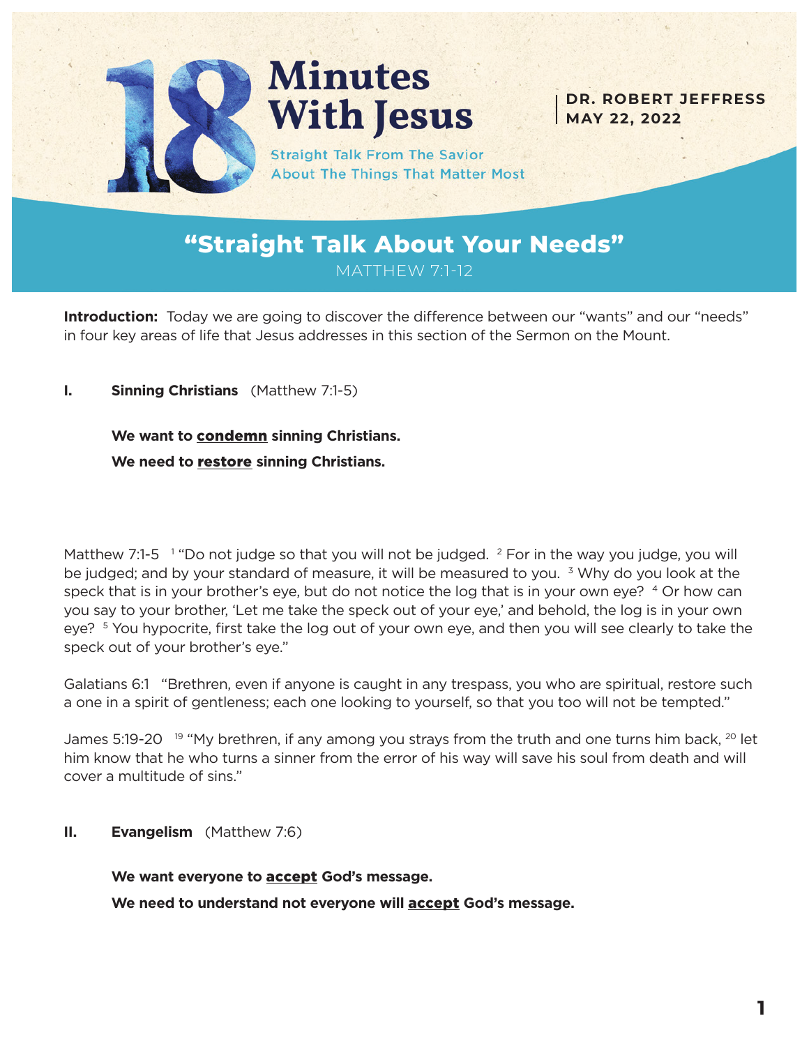# 18 Minutes With Jesus

Straight Talk From The Savior About The Things That Matter Most

**DR. ROBERT JEFFRESS**
**MAY 22, 2022**

## "Straight Talk About Your Needs"

MATTHEW 7:1-12

**Introduction:** Today we are going to discover the difference between our "wants" and our "needs" in four key areas of life that Jesus addresses in this section of the Sermon on the Mount.

**I. Sinning Christians** (Matthew 7:1-5)

**We want to <u>condemn</u> sinning Christians.**

**We need to <u>restore</u> sinning Christians.**

Matthew 7:1-5 [1] "Do not judge so that you will not be judged. [2] For in the way you judge, you will be judged; and by your standard of measure, it will be measured to you. [3] Why do you look at the speck that is in your brother's eye, but do not notice the log that is in your own eye? [4] Or how can you say to your brother, 'Let me take the speck out of your eye,' and behold, the log is in your own eye? [5] You hypocrite, first take the log out of your own eye, and then you will see clearly to take the speck out of your brother's eye."

Galatians 6:1 "Brethren, even if anyone is caught in any trespass, you who are spiritual, restore such a one in a spirit of gentleness; each one looking to yourself, so that you too will not be tempted."

James 5:19-20 [19] "My brethren, if any among you strays from the truth and one turns him back, [20] let him know that he who turns a sinner from the error of his way will save his soul from death and will cover a multitude of sins."

**II. Evangelism** (Matthew 7:6)

**We want everyone to <u>accept</u> God's message.**

**We need to understand not everyone will <u>accept</u> God's message.**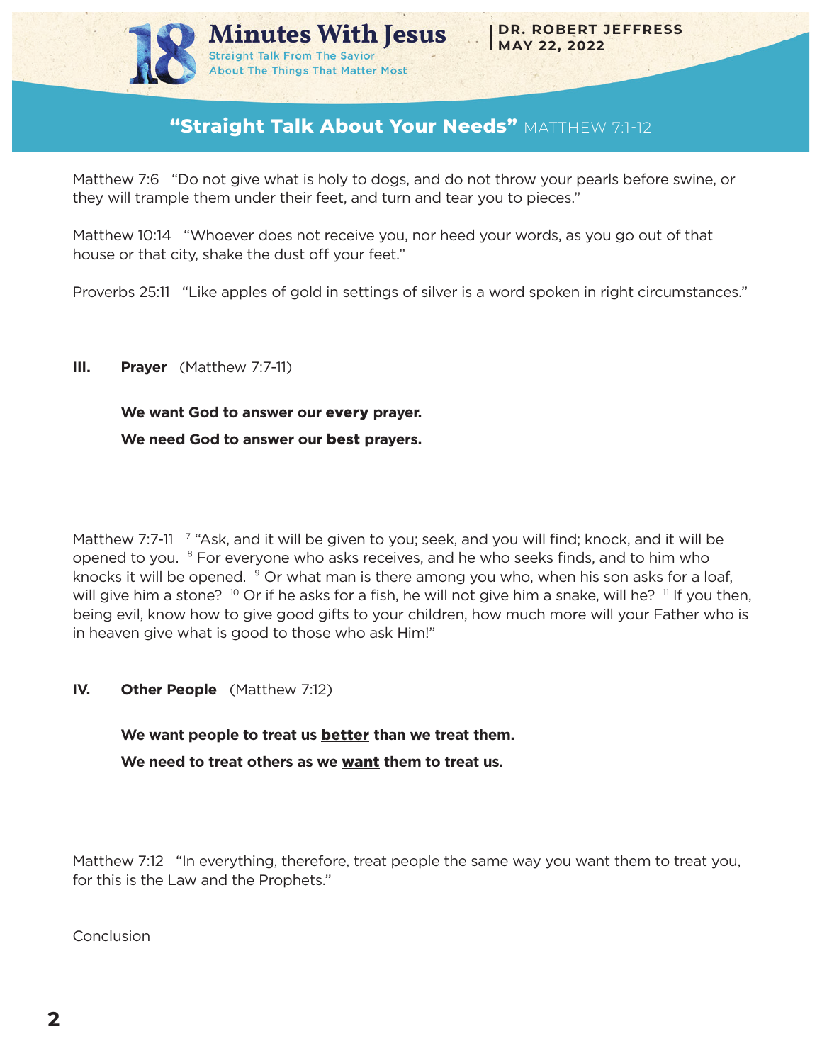Matthew 7:6 "Do not give what is holy to dogs, and do not throw your pearls before swine, or they will trample them under their feet, and turn and tear you to pieces."

Matthew 10:14 "Whoever does not receive you, nor heed your words, as you go out of that house or that city, shake the dust off your feet."

Proverbs 25:11 "Like apples of gold in settings of silver is a word spoken in right circumstances."

**III. Prayer** (Matthew 7:7-11)

**We want God to answer our every prayer.**

**We need God to answer our best prayers.**

Matthew 7:7-11 [7] "Ask, and it will be given to you; seek, and you will find; knock, and it will be opened to you. [8] For everyone who asks receives, and he who seeks finds, and to him who knocks it will be opened. [9] Or what man is there among you who, when his son asks for a loaf, will give him a stone? [10] Or if he asks for a fish, he will not give him a snake, will he? [11] If you then, being evil, know how to give good gifts to your children, how much more will your Father who is in heaven give what is good to those who ask Him!"

**IV. Other People** (Matthew 7:12)

**We want people to treat us better than we treat them.**

**We need to treat others as we want them to treat us.**

Matthew 7:12 "In everything, therefore, treat people the same way you want them to treat you, for this is the Law and the Prophets."

Conclusion